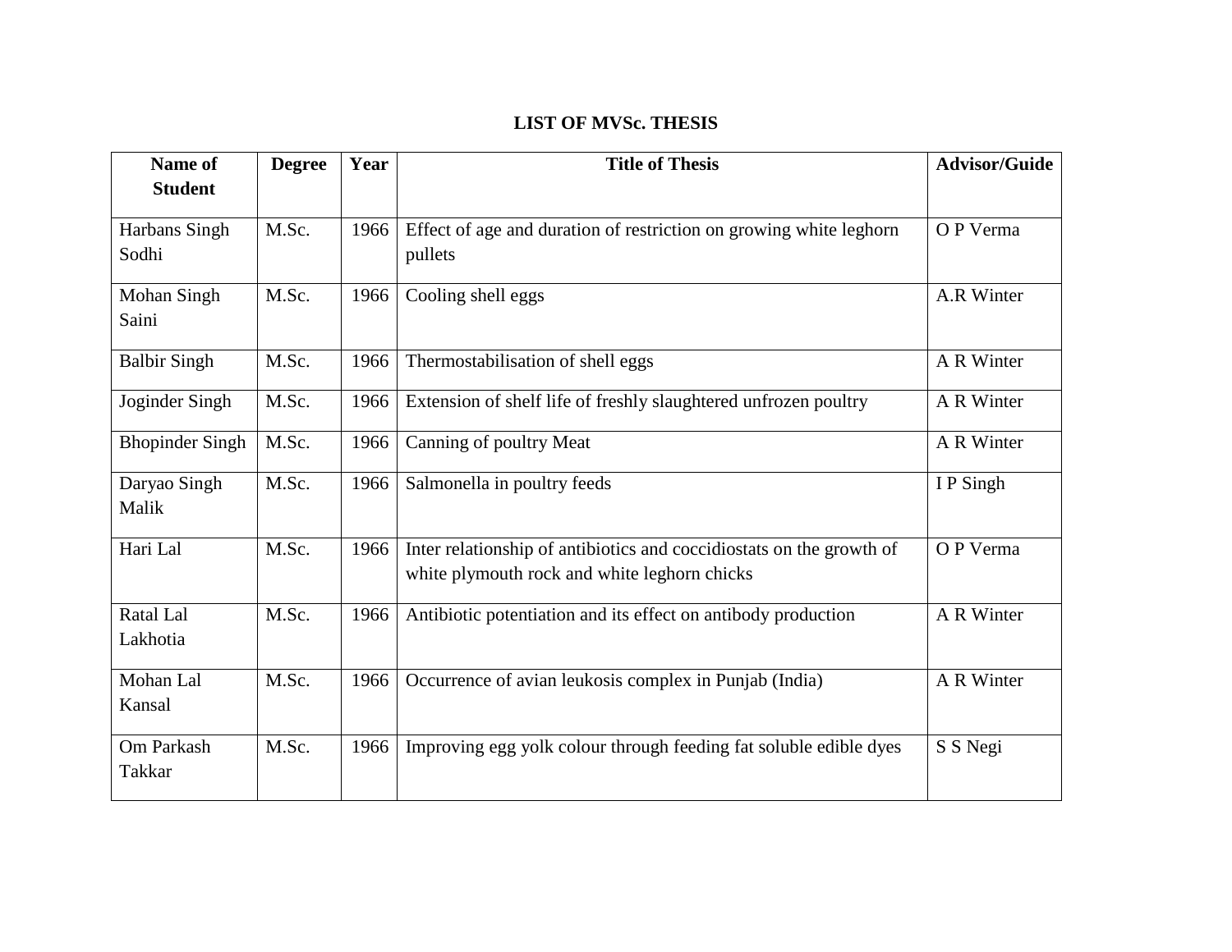**LIST OF MVSc. THESIS**

| Name of Student | Degree | Year | Title of Thesis | Advisor/Guide |
|---|---|---|---|---|
| Harbans Singh Sodhi | M.Sc. | 1966 | Effect of age and duration of restriction on growing white leghorn pullets | O P Verma |
| Mohan Singh Saini | M.Sc. | 1966 | Cooling shell eggs | A.R Winter |
| Balbir Singh | M.Sc. | 1966 | Thermostabilisation of shell eggs | A R Winter |
| Joginder Singh | M.Sc. | 1966 | Extension of shelf life of freshly slaughtered unfrozen poultry | A R Winter |
| Bhopinder Singh | M.Sc. | 1966 | Canning of poultry Meat | A R Winter |
| Daryao Singh Malik | M.Sc. | 1966 | Salmonella in poultry feeds | I P Singh |
| Hari Lal | M.Sc. | 1966 | Inter relationship of antibiotics and coccidiostats on the growth of white plymouth rock and white leghorn chicks | O P Verma |
| Ratal Lal Lakhotia | M.Sc. | 1966 | Antibiotic potentiation and its effect on antibody production | A R Winter |
| Mohan Lal Kansal | M.Sc. | 1966 | Occurrence of avian leukosis complex in Punjab (India) | A R Winter |
| Om Parkash Takkar | M.Sc. | 1966 | Improving egg yolk colour through feeding fat soluble edible dyes | S S Negi |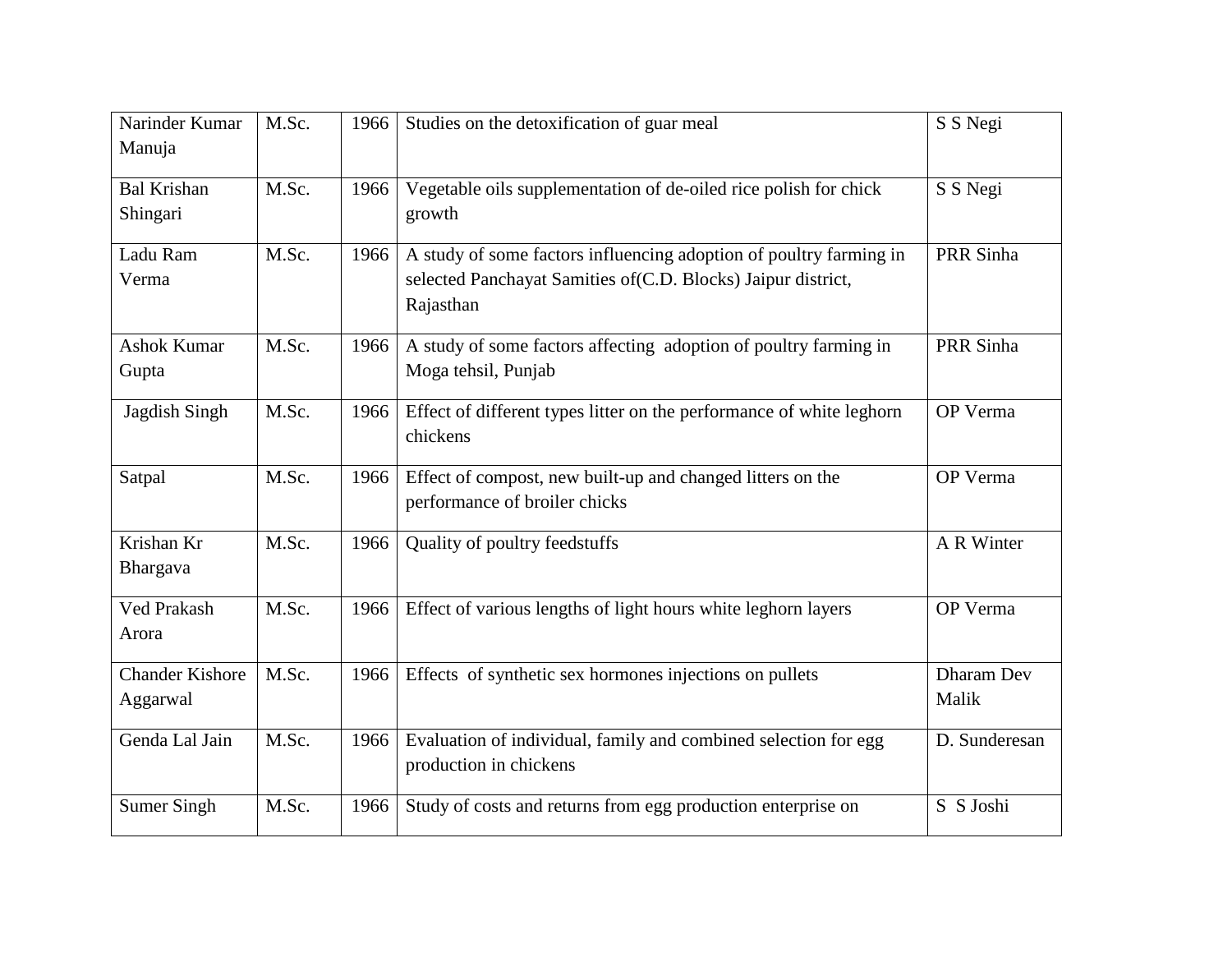| | | | | |
|---|---|---|---|---|
| Narinder Kumar Manuja | M.Sc. | 1966 | Studies on the detoxification of guar meal | S S Negi |
| Bal Krishan Shingari | M.Sc. | 1966 | Vegetable oils supplementation of de-oiled rice polish for chick growth | S S Negi |
| Ladu Ram Verma | M.Sc. | 1966 | A study of some factors influencing adoption of poultry farming in selected Panchayat Samities of(C.D. Blocks) Jaipur district, Rajasthan | PRR Sinha |
| Ashok Kumar Gupta | M.Sc. | 1966 | A study of some factors affecting adoption of poultry farming in Moga tehsil, Punjab | PRR Sinha |
| Jagdish Singh | M.Sc. | 1966 | Effect of different types litter on the performance of white leghorn chickens | OP Verma |
| Satpal | M.Sc. | 1966 | Effect of compost, new built-up and changed litters on the performance of broiler chicks | OP Verma |
| Krishan Kr Bhargava | M.Sc. | 1966 | Quality of poultry feedstuffs | A R Winter |
| Ved Prakash Arora | M.Sc. | 1966 | Effect of various lengths of light hours white leghorn layers | OP Verma |
| Chander Kishore Aggarwal | M.Sc. | 1966 | Effects of synthetic sex hormones injections on pullets | Dharam Dev Malik |
| Genda Lal Jain | M.Sc. | 1966 | Evaluation of individual, family and combined selection for egg production in chickens | D. Sunderesan |
| Sumer Singh | M.Sc. | 1966 | Study of costs and returns from egg production enterprise on | S S Joshi |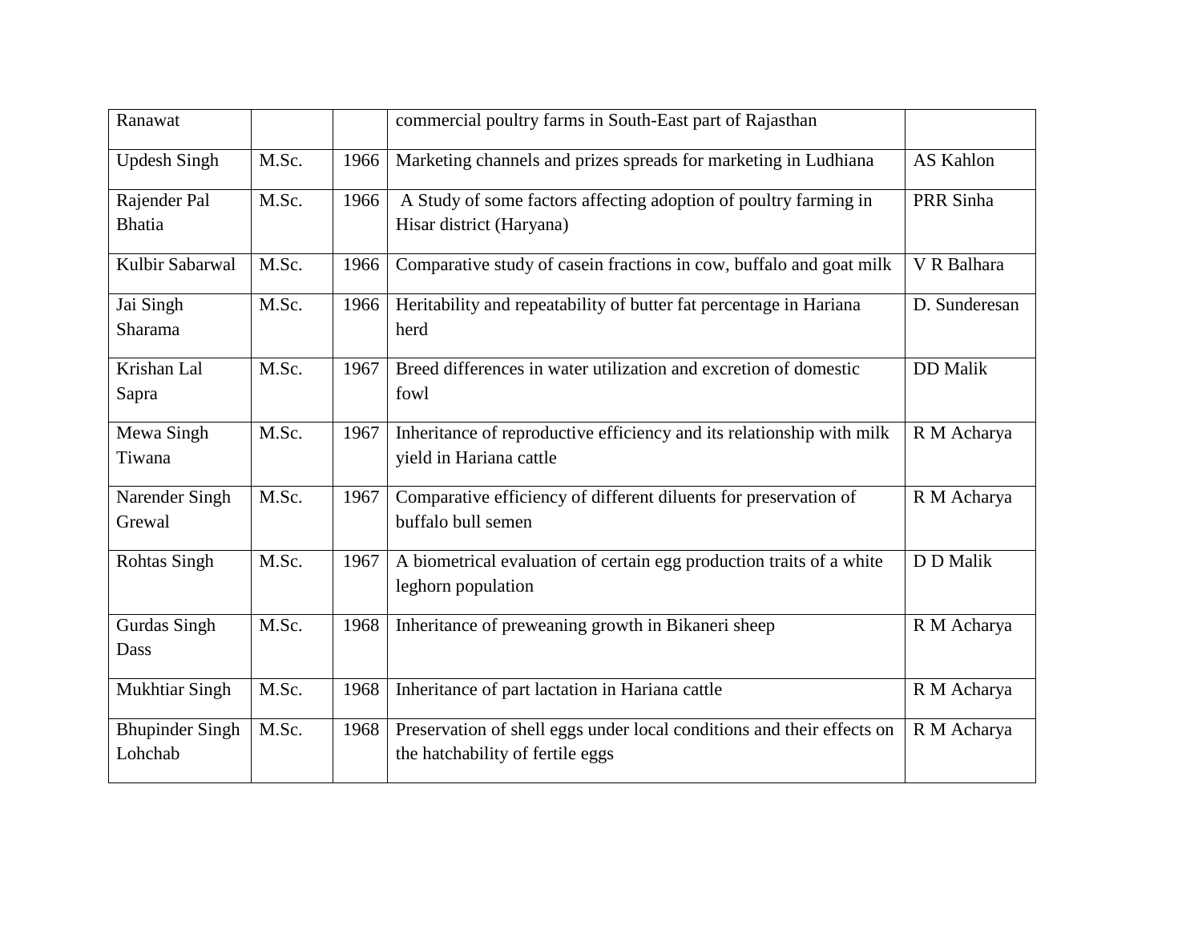| | | | | |
|---|---|---|---|---|
| Ranawat | | | commercial poultry farms in South-East part of Rajasthan | |
| Updesh Singh | M.Sc. | 1966 | Marketing channels and prizes spreads for marketing in Ludhiana | AS Kahlon |
| Rajender Pal Bhatia | M.Sc. | 1966 | A Study of some factors affecting adoption of poultry farming in Hisar district (Haryana) | PRR Sinha |
| Kulbir Sabarwal | M.Sc. | 1966 | Comparative study of casein fractions in cow, buffalo and goat milk | V R Balhara |
| Jai Singh Sharama | M.Sc. | 1966 | Heritability and repeatability of butter fat percentage in Hariana herd | D. Sunderesan |
| Krishan Lal Sapra | M.Sc. | 1967 | Breed differences in water utilization and excretion of domestic fowl | DD Malik |
| Mewa Singh Tiwana | M.Sc. | 1967 | Inheritance of reproductive efficiency and its relationship with milk yield in Hariana cattle | R M Acharya |
| Narender Singh Grewal | M.Sc. | 1967 | Comparative efficiency of different diluents for preservation of buffalo bull semen | R M Acharya |
| Rohtas Singh | M.Sc. | 1967 | A biometrical evaluation of certain egg production traits of a white leghorn population | D D Malik |
| Gurdas Singh Dass | M.Sc. | 1968 | Inheritance of preweaning growth in Bikaneri sheep | R M Acharya |
| Mukhtiar Singh | M.Sc. | 1968 | Inheritance of part lactation in Hariana cattle | R M Acharya |
| Bhupinder Singh Lohchab | M.Sc. | 1968 | Preservation of shell eggs under local conditions and their effects on the hatchability of fertile eggs | R M Acharya |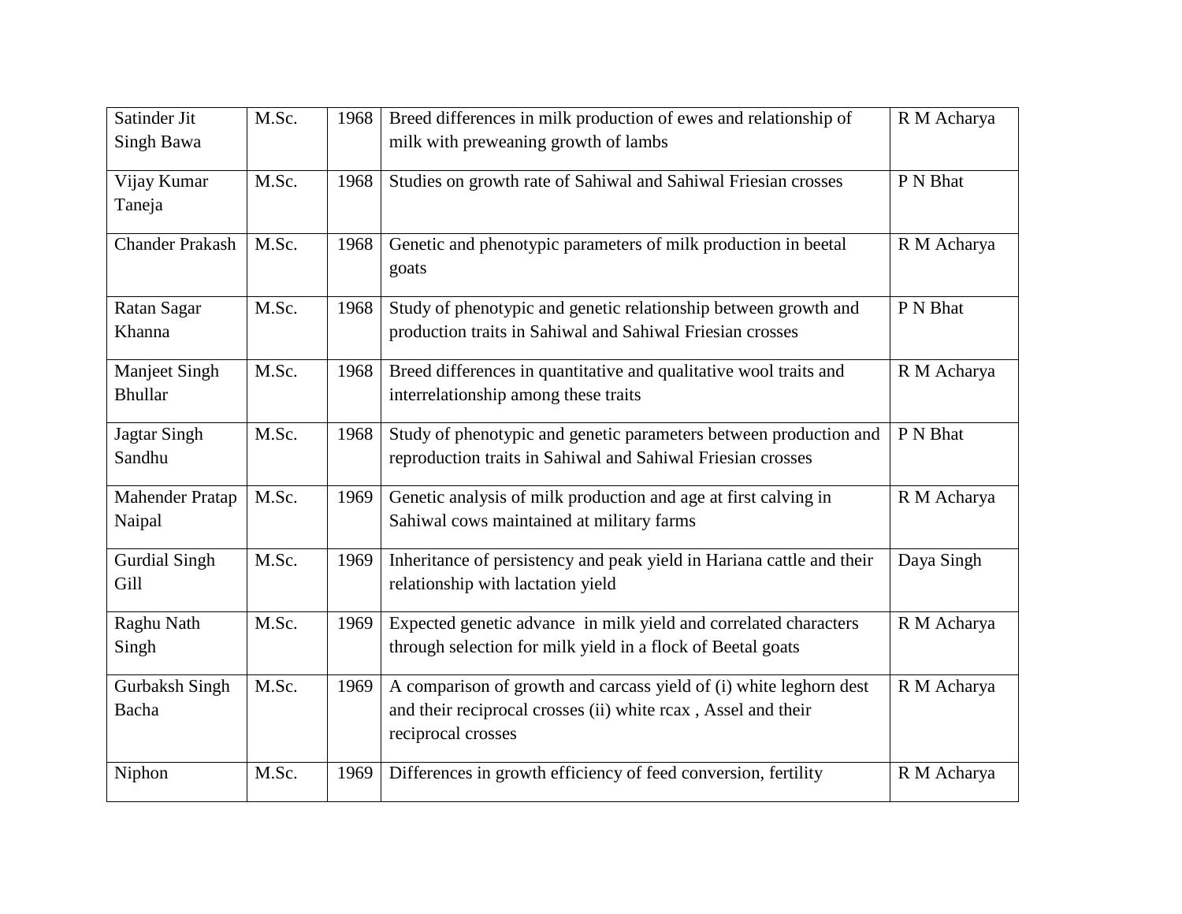| Satinder Jit Singh Bawa | M.Sc. | 1968 | Breed differences in milk production of ewes and relationship of milk with preweaning growth of lambs | R M Acharya |
|---|---|---|---|---|
| Vijay Kumar Taneja | M.Sc. | 1968 | Studies on growth rate of Sahiwal and Sahiwal Friesian crosses | P N Bhat |
| Chander Prakash | M.Sc. | 1968 | Genetic and phenotypic parameters of milk production in beetal goats | R M Acharya |
| Ratan Sagar Khanna | M.Sc. | 1968 | Study of phenotypic and genetic relationship between growth and production traits in Sahiwal and Sahiwal Friesian crosses | P N Bhat |
| Manjeet Singh Bhullar | M.Sc. | 1968 | Breed differences in quantitative and qualitative wool traits and interrelationship among these traits | R M Acharya |
| Jagtar Singh Sandhu | M.Sc. | 1968 | Study of phenotypic and genetic parameters between production and reproduction traits in Sahiwal and Sahiwal Friesian crosses | P N Bhat |
| Mahender Pratap Naipal | M.Sc. | 1969 | Genetic analysis of milk production and age at first calving in Sahiwal cows maintained at military farms | R M Acharya |
| Gurdial Singh Gill | M.Sc. | 1969 | Inheritance of persistency and peak yield in Hariana cattle and their relationship with lactation yield | Daya Singh |
| Raghu Nath Singh | M.Sc. | 1969 | Expected genetic advance in milk yield and correlated characters through selection for milk yield in a flock of Beetal goats | R M Acharya |
| Gurbaksh Singh Bacha | M.Sc. | 1969 | A comparison of growth and carcass yield of (i) white leghorn dest and their reciprocal crosses (ii) white rcax , Assel and their reciprocal crosses | R M Acharya |
| Niphon | M.Sc. | 1969 | Differences in growth efficiency of feed conversion, fertility | R M Acharya |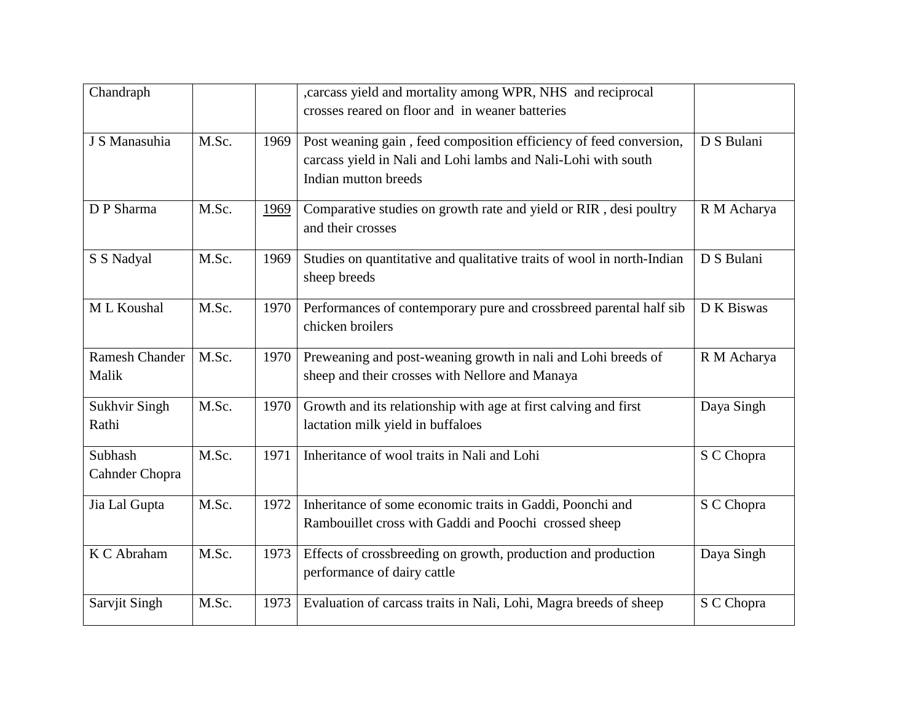| | | | | |
|---|---|---|---|---|
| Chandraph | | | ,carcass yield and mortality among WPR, NHS and reciprocal crosses reared on floor and in weaner batteries | |
| J S Manasuhia | M.Sc. | 1969 | Post weaning gain , feed composition efficiency of feed conversion, carcass yield in Nali and Lohi lambs and Nali-Lohi with south Indian mutton breeds | D S Bulani |
| D P Sharma | M.Sc. | 1969 | Comparative studies on growth rate and yield or RIR , desi poultry and their crosses | R M Acharya |
| S S Nadyal | M.Sc. | 1969 | Studies on quantitative and qualitative traits of wool in north-Indian sheep breeds | D S Bulani |
| M L Koushal | M.Sc. | 1970 | Performances of contemporary pure and crossbreed parental half sib chicken broilers | D K Biswas |
| Ramesh Chander Malik | M.Sc. | 1970 | Preweaning and post-weaning growth in nali and Lohi breeds of sheep and their crosses with Nellore and Manaya | R M Acharya |
| Sukhvir Singh Rathi | M.Sc. | 1970 | Growth and its relationship with age at first calving and first lactation milk yield in buffaloes | Daya Singh |
| Subhash Cahnder Chopra | M.Sc. | 1971 | Inheritance of wool traits in Nali and Lohi | S C Chopra |
| Jia Lal Gupta | M.Sc. | 1972 | Inheritance of some economic traits in Gaddi, Poonchi and Rambouillet cross with Gaddi and Poochi crossed sheep | S C Chopra |
| K C Abraham | M.Sc. | 1973 | Effects of crossbreeding on growth, production and production performance of dairy cattle | Daya Singh |
| Sarvjit Singh | M.Sc. | 1973 | Evaluation of carcass traits in Nali, Lohi, Magra breeds of sheep | S C Chopra |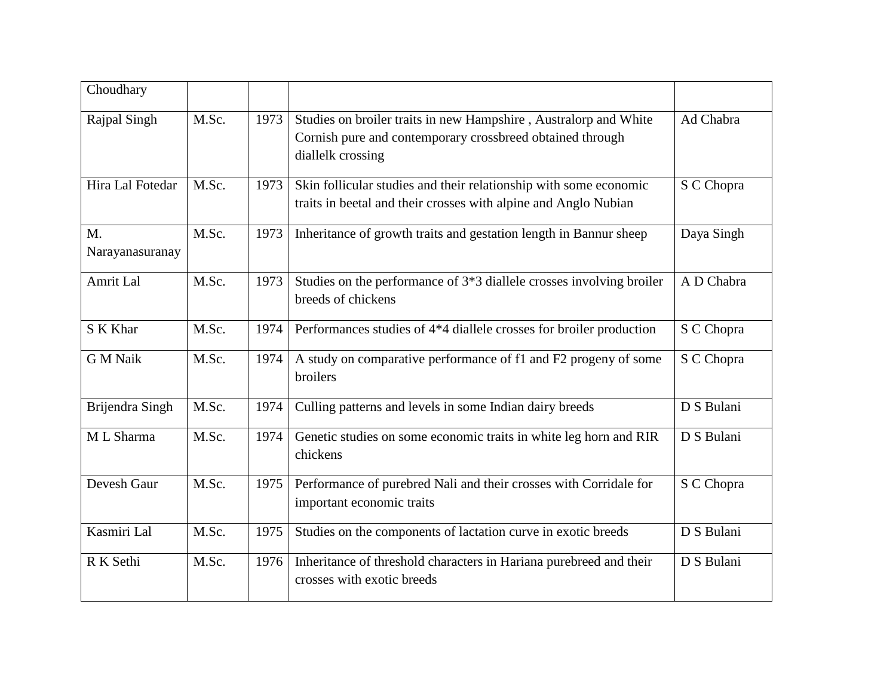| Choudhary | | | | |
|---|---|---|---|---|
| Rajpal Singh | M.Sc. | 1973 | Studies on broiler traits in new Hampshire , Australorp and White Cornish pure and contemporary crossbreed obtained through diallelk crossing | Ad Chabra |
| Hira Lal Fotedar | M.Sc. | 1973 | Skin follicular studies and their relationship with some economic traits in beetal and their crosses with alpine and Anglo Nubian | S C Chopra |
| M. Narayanasuranay | M.Sc. | 1973 | Inheritance of growth traits and gestation length in Bannur sheep | Daya Singh |
| Amrit Lal | M.Sc. | 1973 | Studies on the performance of 3*3 diallele crosses involving broiler breeds of chickens | A D Chabra |
| S K Khar | M.Sc. | 1974 | Performances studies of 4*4 diallele crosses for broiler production | S C Chopra |
| G M Naik | M.Sc. | 1974 | A study on comparative performance of f1 and F2 progeny of some broilers | S C Chopra |
| Brijendra Singh | M.Sc. | 1974 | Culling patterns and levels in some Indian dairy breeds | D S Bulani |
| M L Sharma | M.Sc. | 1974 | Genetic studies on some economic traits in white leg horn and RIR chickens | D S Bulani |
| Devesh Gaur | M.Sc. | 1975 | Performance of purebred Nali and their crosses with Corridale for important economic traits | S C Chopra |
| Kasmiri Lal | M.Sc. | 1975 | Studies on the components of lactation curve in exotic breeds | D S Bulani |
| R K Sethi | M.Sc. | 1976 | Inheritance of threshold characters in Hariana purebreed and their crosses with exotic breeds | D S Bulani |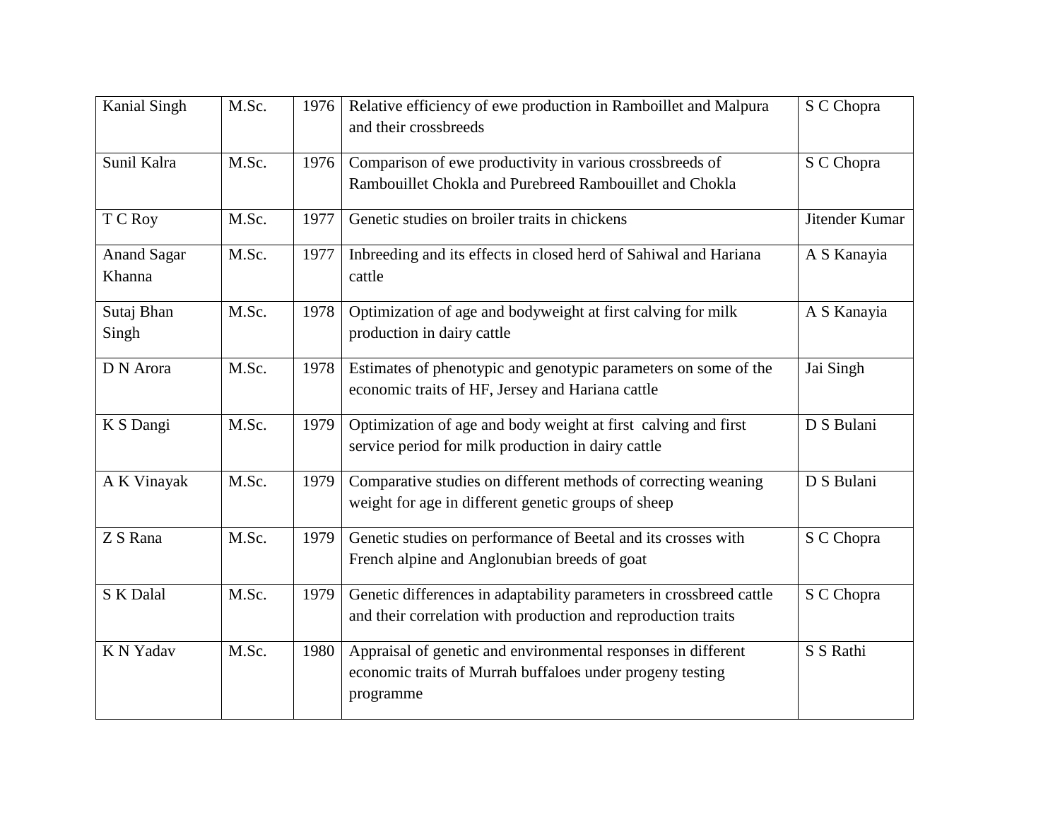| Kanial Singh | M.Sc. | 1976 | Relative efficiency of ewe production in Ramboillet and Malpura and their crossbreeds | S C Chopra |
|---|---|---|---|---|
| Sunil Kalra | M.Sc. | 1976 | Comparison of ewe productivity in various crossbreeds of Rambouillet Chokla and Purebreed Rambouillet and Chokla | S C Chopra |
| T C Roy | M.Sc. | 1977 | Genetic studies on broiler traits in chickens | Jitender Kumar |
| Anand Sagar Khanna | M.Sc. | 1977 | Inbreeding and its effects in closed herd of Sahiwal and Hariana cattle | A S Kanayia |
| Sutaj Bhan Singh | M.Sc. | 1978 | Optimization of age and bodyweight at first calving for milk production in dairy cattle | A S Kanayia |
| D N Arora | M.Sc. | 1978 | Estimates of phenotypic and genotypic parameters on some of the economic traits of HF, Jersey and Hariana cattle | Jai Singh |
| K S Dangi | M.Sc. | 1979 | Optimization of age and body weight at first calving and first service period for milk production in dairy cattle | D S Bulani |
| A K Vinayak | M.Sc. | 1979 | Comparative studies on different methods of correcting weaning weight for age in different genetic groups of sheep | D S Bulani |
| Z S Rana | M.Sc. | 1979 | Genetic studies on performance of Beetal and its crosses with French alpine and Anglonubian breeds of goat | S C Chopra |
| S K Dalal | M.Sc. | 1979 | Genetic differences in adaptability parameters in crossbreed cattle and their correlation with production and reproduction traits | S C Chopra |
| K N Yadav | M.Sc. | 1980 | Appraisal of genetic and environmental responses in different economic traits of Murrah buffaloes under progeny testing programme | S S Rathi |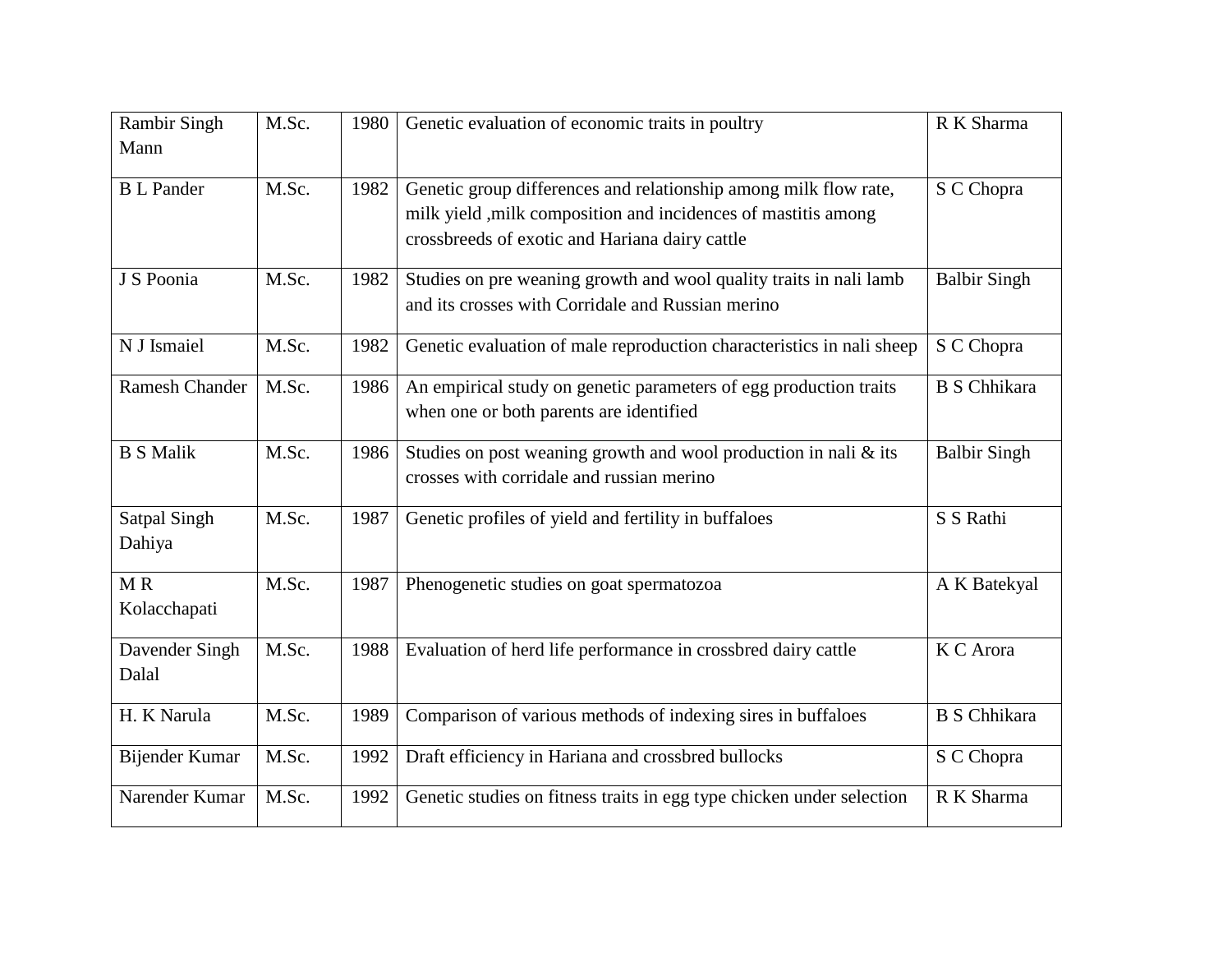| Rambir Singh Mann | M.Sc. | 1980 | Genetic evaluation of economic traits in poultry | R K Sharma |
|---|---|---|---|---|
| B L Pander | M.Sc. | 1982 | Genetic group differences and relationship among milk flow rate, milk yield ,milk composition and incidences of mastitis among crossbreeds of exotic and Hariana dairy cattle | S C Chopra |
| J S Poonia | M.Sc. | 1982 | Studies on pre weaning growth and wool quality traits in nali lamb and its crosses with Corridale and Russian merino | Balbir Singh |
| N J Ismaiel | M.Sc. | 1982 | Genetic evaluation of male reproduction characteristics in nali sheep | S C Chopra |
| Ramesh Chander | M.Sc. | 1986 | An empirical study on genetic parameters of egg production traits when one or both parents are identified | B S Chhikara |
| B S Malik | M.Sc. | 1986 | Studies on post weaning growth and wool production in nali & its crosses with corridale and russian merino | Balbir Singh |
| Satpal Singh Dahiya | M.Sc. | 1987 | Genetic profiles of yield and fertility in buffaloes | S S Rathi |
| M R Kolacchapati | M.Sc. | 1987 | Phenogenetic studies on goat spermatozoa | A K Batekyal |
| Davender Singh Dalal | M.Sc. | 1988 | Evaluation of herd life performance in crossbred dairy cattle | K C Arora |
| H. K Narula | M.Sc. | 1989 | Comparison of various methods of indexing sires in buffaloes | B S Chhikara |
| Bijender Kumar | M.Sc. | 1992 | Draft efficiency in Hariana and crossbred bullocks | S C Chopra |
| Narender Kumar | M.Sc. | 1992 | Genetic studies on fitness traits in egg type chicken under selection | R K Sharma |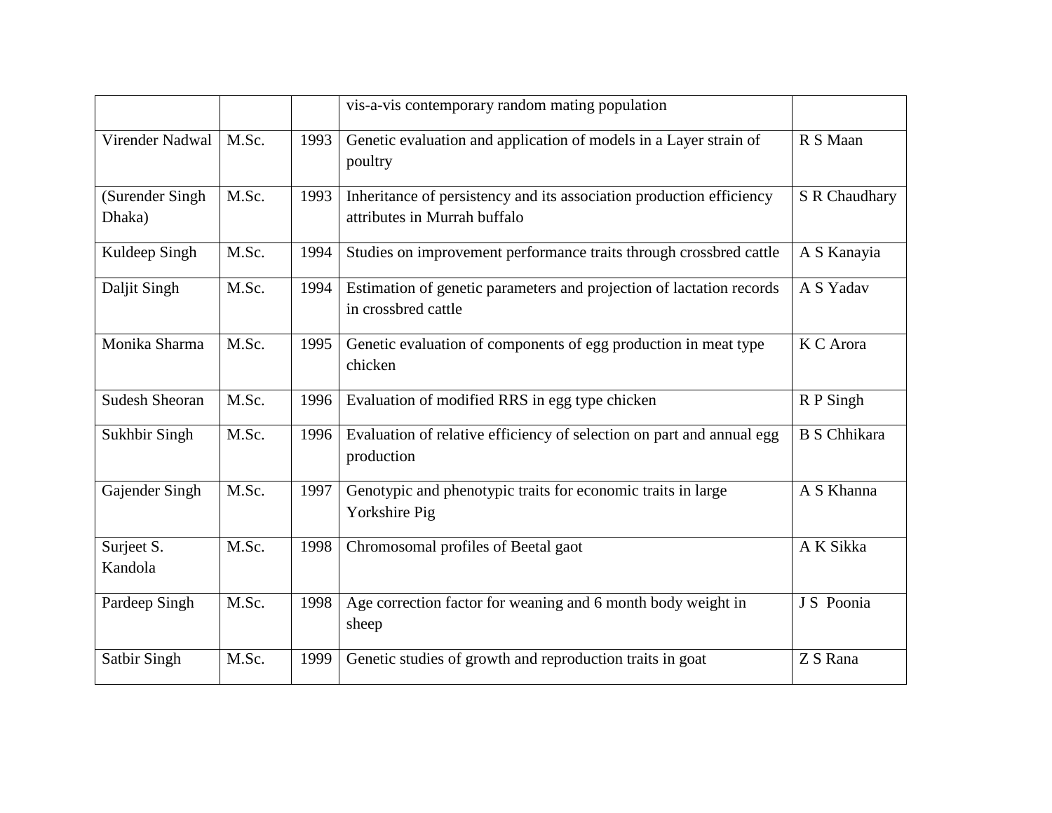| | | | | |
|---|---|---|---|---|
| | | | vis-a-vis contemporary random mating population | |
| Virender Nadwal | M.Sc. | 1993 | Genetic evaluation and application of models in a Layer strain of poultry | R S Maan |
| (Surender Singh Dhaka) | M.Sc. | 1993 | Inheritance of persistency and its association production efficiency attributes in Murrah buffalo | S R Chaudhary |
| Kuldeep Singh | M.Sc. | 1994 | Studies on improvement performance traits through crossbred cattle | A S Kanayia |
| Daljit Singh | M.Sc. | 1994 | Estimation of genetic parameters and projection of lactation records in crossbred cattle | A S Yadav |
| Monika Sharma | M.Sc. | 1995 | Genetic evaluation of components of egg production in meat type chicken | K C Arora |
| Sudesh Sheoran | M.Sc. | 1996 | Evaluation of modified RRS in egg type chicken | R P Singh |
| Sukhbir Singh | M.Sc. | 1996 | Evaluation of relative efficiency of selection on part and annual egg production | B S Chhikara |
| Gajender Singh | M.Sc. | 1997 | Genotypic and phenotypic traits for economic traits in large Yorkshire Pig | A S Khanna |
| Surjeet S. Kandola | M.Sc. | 1998 | Chromosomal profiles of Beetal gaot | A K Sikka |
| Pardeep Singh | M.Sc. | 1998 | Age correction factor for weaning and 6 month body weight in sheep | J S Poonia |
| Satbir Singh | M.Sc. | 1999 | Genetic studies of growth and reproduction traits in goat | Z S Rana |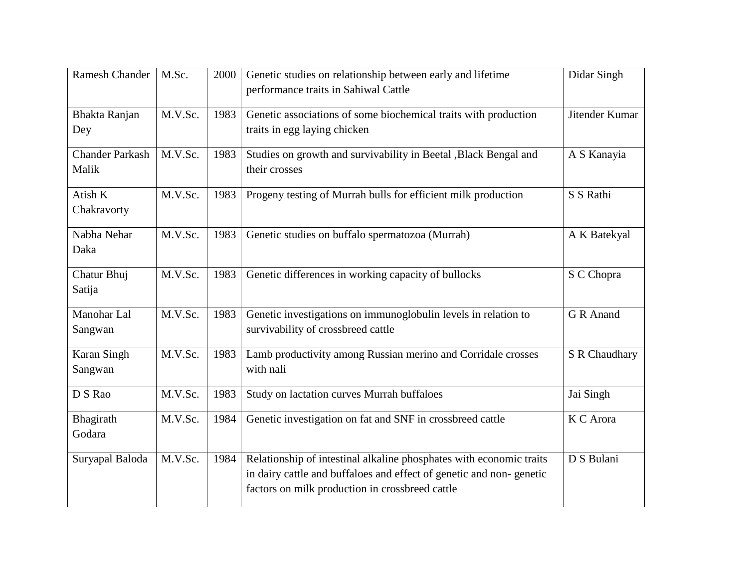| | | | | |
|---|---|---|---|---|
| Ramesh Chander | M.Sc. | 2000 | Genetic studies on relationship between early and lifetime performance traits in Sahiwal Cattle | Didar Singh |
| Bhakta Ranjan Dey | M.V.Sc. | 1983 | Genetic associations of some biochemical traits with production traits in egg laying chicken | Jitender Kumar |
| Chander Parkash Malik | M.V.Sc. | 1983 | Studies on growth and survivability in Beetal ,Black Bengal and their crosses | A S Kanayia |
| Atish K Chakravorty | M.V.Sc. | 1983 | Progeny testing of Murrah bulls for efficient milk production | S S Rathi |
| Nabha Nehar Daka | M.V.Sc. | 1983 | Genetic studies on buffalo spermatozoa (Murrah) | A K Batekyal |
| Chatur Bhuj Satija | M.V.Sc. | 1983 | Genetic differences in working capacity of bullocks | S C Chopra |
| Manohar Lal Sangwan | M.V.Sc. | 1983 | Genetic investigations on immunoglobulin levels in relation to survivability of crossbreed cattle | G R Anand |
| Karan Singh Sangwan | M.V.Sc. | 1983 | Lamb productivity among Russian merino and Corridale crosses with nali | S R Chaudhary |
| D S Rao | M.V.Sc. | 1983 | Study on lactation curves Murrah buffaloes | Jai Singh |
| Bhagirath Godara | M.V.Sc. | 1984 | Genetic investigation on fat and SNF in crossbreed cattle | K C Arora |
| Suryapal Baloda | M.V.Sc. | 1984 | Relationship of intestinal alkaline phosphates with economic traits in dairy cattle and buffaloes and effect of genetic and non- genetic factors on milk production in crossbreed cattle | D S Bulani |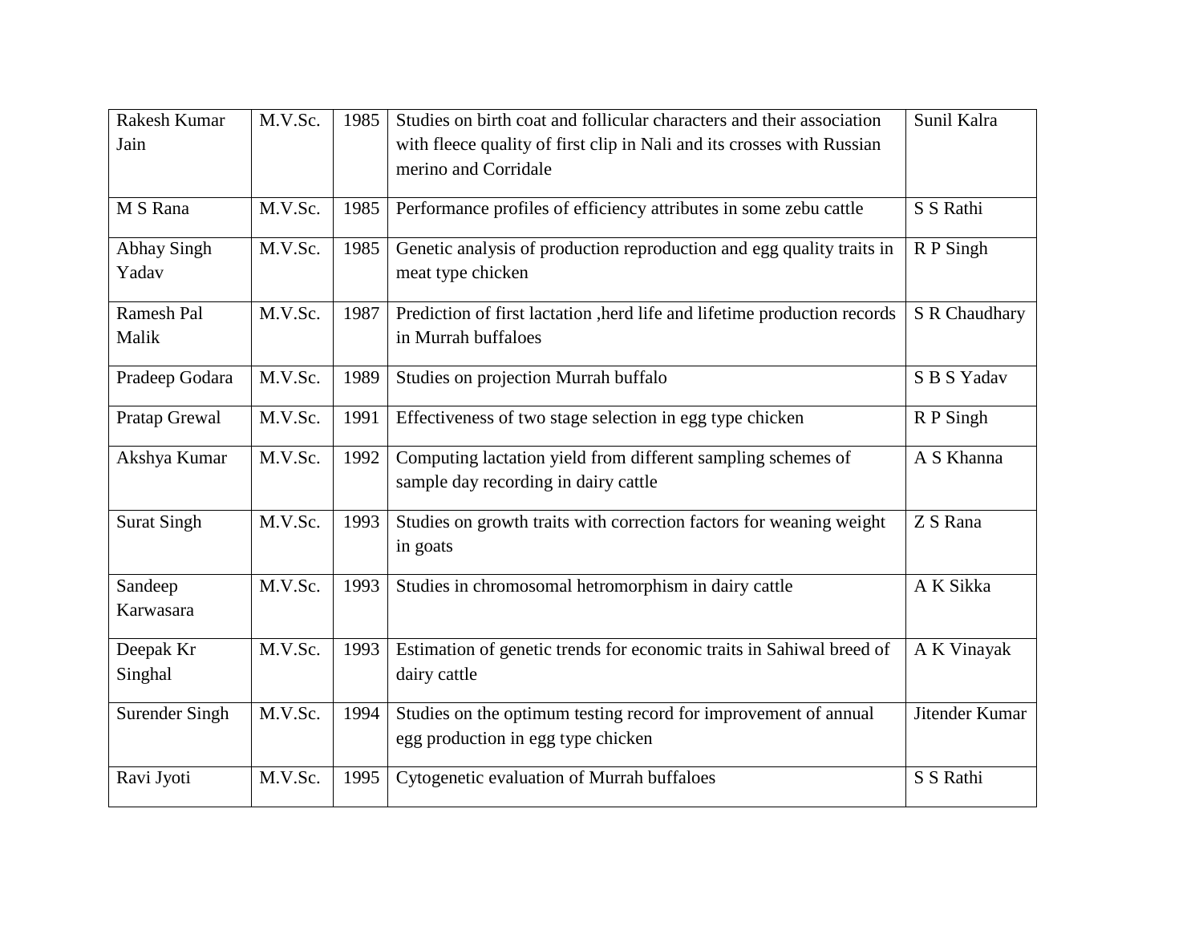| | | | | |
|---|---|---|---|---|
| Rakesh Kumar Jain | M.V.Sc. | 1985 | Studies on birth coat and follicular characters and their association with fleece quality of first clip in Nali and its crosses with Russian merino and Corridale | Sunil Kalra |
| M S Rana | M.V.Sc. | 1985 | Performance profiles of efficiency attributes in some zebu cattle | S S Rathi |
| Abhay Singh Yadav | M.V.Sc. | 1985 | Genetic analysis of production reproduction and egg quality traits in meat type chicken | R P Singh |
| Ramesh Pal Malik | M.V.Sc. | 1987 | Prediction of first lactation ,herd life and lifetime production records in Murrah buffaloes | S R Chaudhary |
| Pradeep Godara | M.V.Sc. | 1989 | Studies on projection Murrah buffalo | S B S Yadav |
| Pratap Grewal | M.V.Sc. | 1991 | Effectiveness of two stage selection in egg type chicken | R P Singh |
| Akshya Kumar | M.V.Sc. | 1992 | Computing lactation yield from different sampling schemes of sample day recording in dairy cattle | A S Khanna |
| Surat Singh | M.V.Sc. | 1993 | Studies on growth traits with correction factors for weaning weight in goats | Z S Rana |
| Sandeep Karwasara | M.V.Sc. | 1993 | Studies in chromosomal hetromorphism in dairy cattle | A K Sikka |
| Deepak Kr Singhal | M.V.Sc. | 1993 | Estimation of genetic trends for economic traits in Sahiwal breed of dairy cattle | A K Vinayak |
| Surender Singh | M.V.Sc. | 1994 | Studies on the optimum testing record for improvement of annual egg production in egg type chicken | Jitender Kumar |
| Ravi Jyoti | M.V.Sc. | 1995 | Cytogenetic evaluation of Murrah buffaloes | S S Rathi |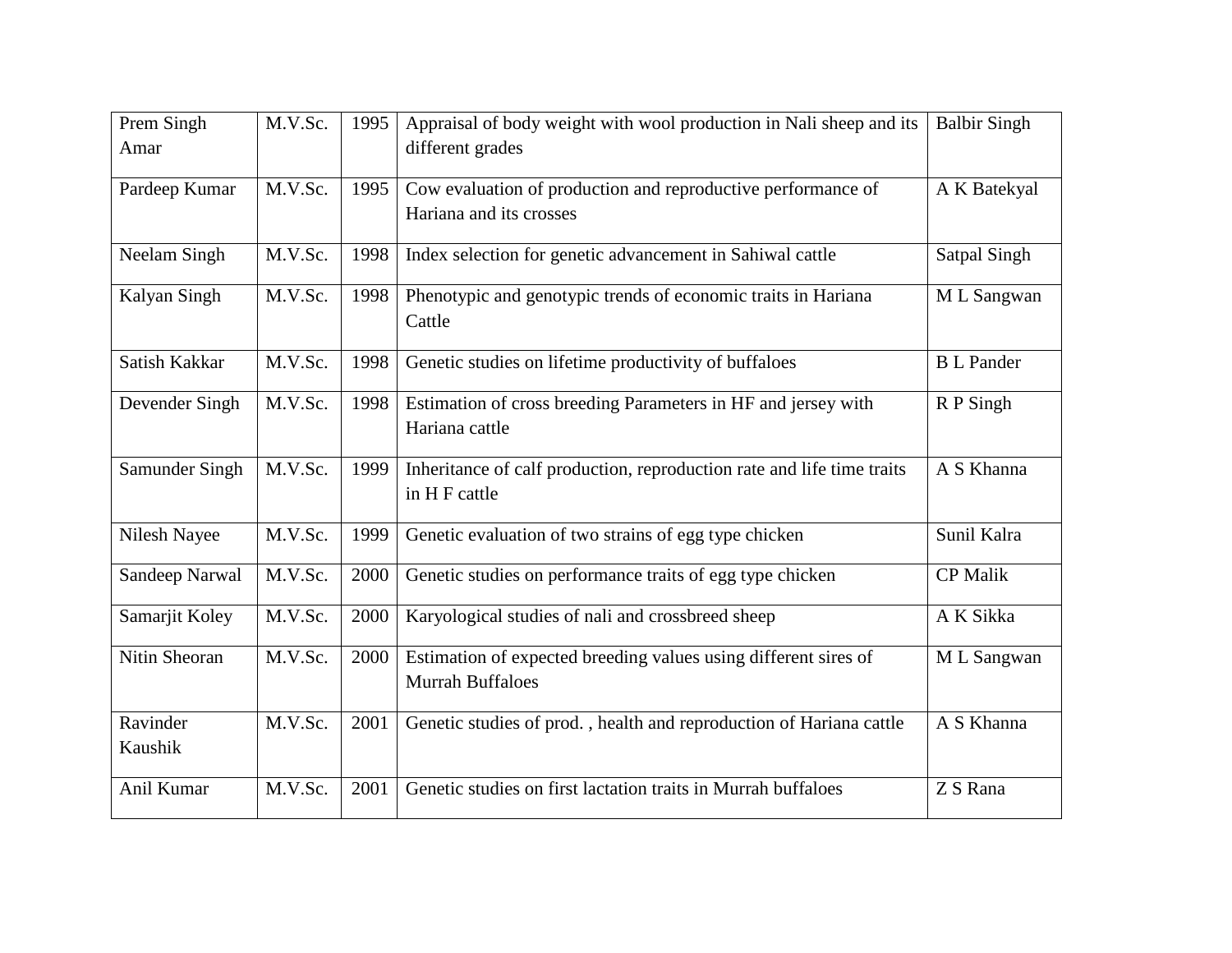| Prem Singh Amar | M.V.Sc. | 1995 | Appraisal of body weight with wool production in Nali sheep and its different grades | Balbir Singh |
|---|---|---|---|---|
| Pardeep Kumar | M.V.Sc. | 1995 | Cow evaluation of production and reproductive performance of Hariana and its crosses | A K Batekyal |
| Neelam Singh | M.V.Sc. | 1998 | Index selection for genetic advancement in Sahiwal cattle | Satpal Singh |
| Kalyan Singh | M.V.Sc. | 1998 | Phenotypic and genotypic trends of economic traits in Hariana Cattle | M L Sangwan |
| Satish Kakkar | M.V.Sc. | 1998 | Genetic studies on lifetime productivity of buffaloes | B L Pander |
| Devender Singh | M.V.Sc. | 1998 | Estimation of cross breeding Parameters in HF and jersey with Hariana cattle | R P Singh |
| Samunder Singh | M.V.Sc. | 1999 | Inheritance of calf production, reproduction rate and life time traits in H F cattle | A S Khanna |
| Nilesh Nayee | M.V.Sc. | 1999 | Genetic evaluation of two strains of egg type chicken | Sunil Kalra |
| Sandeep Narwal | M.V.Sc. | 2000 | Genetic studies on performance traits of egg type chicken | CP Malik |
| Samarjit Koley | M.V.Sc. | 2000 | Karyological studies of nali and crossbreed sheep | A K Sikka |
| Nitin Sheoran | M.V.Sc. | 2000 | Estimation of expected breeding values using different sires of Murrah Buffaloes | M L Sangwan |
| Ravinder Kaushik | M.V.Sc. | 2001 | Genetic studies of prod. , health and reproduction of Hariana cattle | A S Khanna |
| Anil Kumar | M.V.Sc. | 2001 | Genetic studies on first lactation traits in Murrah buffaloes | Z S Rana |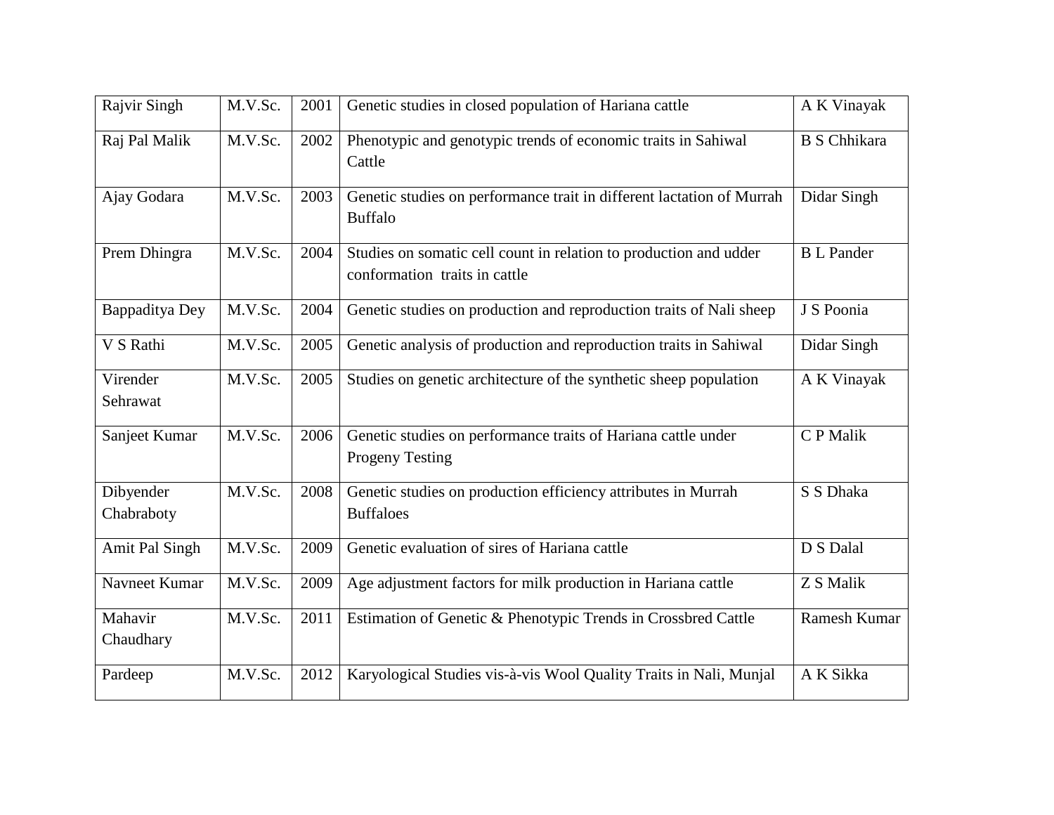| Rajvir Singh | M.V.Sc. | 2001 | Genetic studies in closed population of Hariana cattle | A K Vinayak |
|---|---|---|---|---|
| Raj Pal Malik | M.V.Sc. | 2002 | Phenotypic and genotypic trends of economic traits in Sahiwal Cattle | B S Chhikara |
| Ajay Godara | M.V.Sc. | 2003 | Genetic studies on performance trait in different lactation of Murrah Buffalo | Didar Singh |
| Prem Dhingra | M.V.Sc. | 2004 | Studies on somatic cell count in relation to production and udder conformation traits in cattle | B L Pander |
| Bappaditya Dey | M.V.Sc. | 2004 | Genetic studies on production and reproduction traits of Nali sheep | J S Poonia |
| V S Rathi | M.V.Sc. | 2005 | Genetic analysis of production and reproduction traits in Sahiwal | Didar Singh |
| Virender Sehrawat | M.V.Sc. | 2005 | Studies on genetic architecture of the synthetic sheep population | A K Vinayak |
| Sanjeet Kumar | M.V.Sc. | 2006 | Genetic studies on performance traits of Hariana cattle under Progeny Testing | C P Malik |
| Dibyender Chabraboty | M.V.Sc. | 2008 | Genetic studies on production efficiency attributes in Murrah Buffaloes | S S Dhaka |
| Amit Pal Singh | M.V.Sc. | 2009 | Genetic evaluation of sires of Hariana cattle | D S Dalal |
| Navneet Kumar | M.V.Sc. | 2009 | Age adjustment factors for milk production in Hariana cattle | Z S Malik |
| Mahavir Chaudhary | M.V.Sc. | 2011 | Estimation of Genetic & Phenotypic Trends in Crossbred Cattle | Ramesh Kumar |
| Pardeep | M.V.Sc. | 2012 | Karyological Studies vis-à-vis Wool Quality Traits in Nali, Munjal | A K Sikka |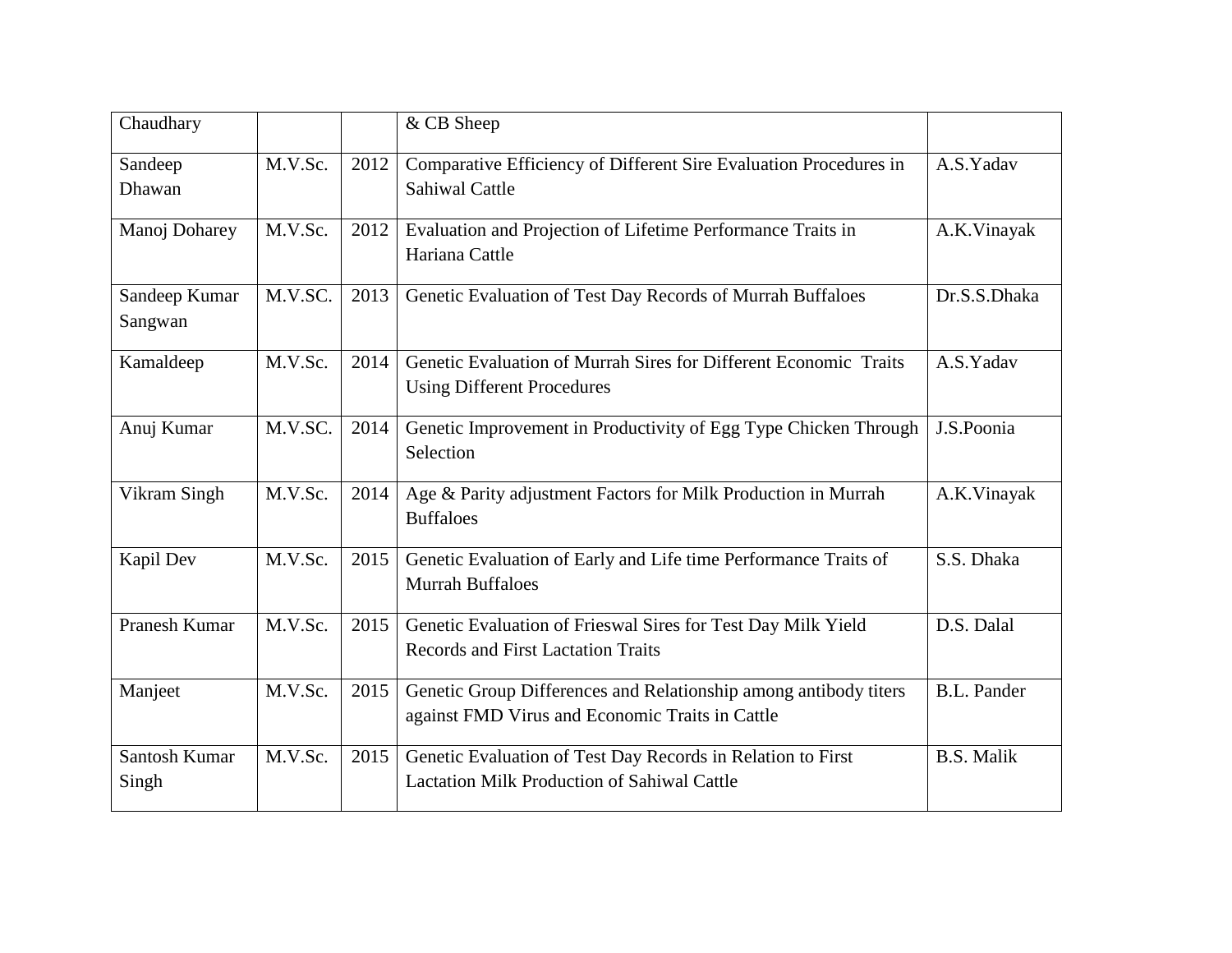| | | | | |
|---|---|---|---|---|
| Chaudhary | | | & CB Sheep | |
| Sandeep Dhawan | M.V.Sc. | 2012 | Comparative Efficiency of Different Sire Evaluation Procedures in Sahiwal Cattle | A.S.Yadav |
| Manoj Doharey | M.V.Sc. | 2012 | Evaluation and Projection of Lifetime Performance Traits in Hariana Cattle | A.K.Vinayak |
| Sandeep Kumar Sangwan | M.V.SC. | 2013 | Genetic Evaluation of Test Day Records of Murrah Buffaloes | Dr.S.S.Dhaka |
| Kamaldeep | M.V.Sc. | 2014 | Genetic Evaluation of Murrah Sires for Different Economic Traits Using Different Procedures | A.S.Yadav |
| Anuj Kumar | M.V.SC. | 2014 | Genetic Improvement in Productivity of Egg Type Chicken Through Selection | J.S.Poonia |
| Vikram Singh | M.V.Sc. | 2014 | Age & Parity adjustment Factors for Milk Production in Murrah Buffaloes | A.K.Vinayak |
| Kapil Dev | M.V.Sc. | 2015 | Genetic Evaluation of Early and Life time Performance Traits of Murrah Buffaloes | S.S. Dhaka |
| Pranesh Kumar | M.V.Sc. | 2015 | Genetic Evaluation of Frieswal Sires for Test Day Milk Yield Records and First Lactation Traits | D.S. Dalal |
| Manjeet | M.V.Sc. | 2015 | Genetic Group Differences and Relationship among antibody titers against FMD Virus and Economic Traits in Cattle | B.L. Pander |
| Santosh Kumar Singh | M.V.Sc. | 2015 | Genetic Evaluation of Test Day Records in Relation to First Lactation Milk Production of Sahiwal Cattle | B.S. Malik |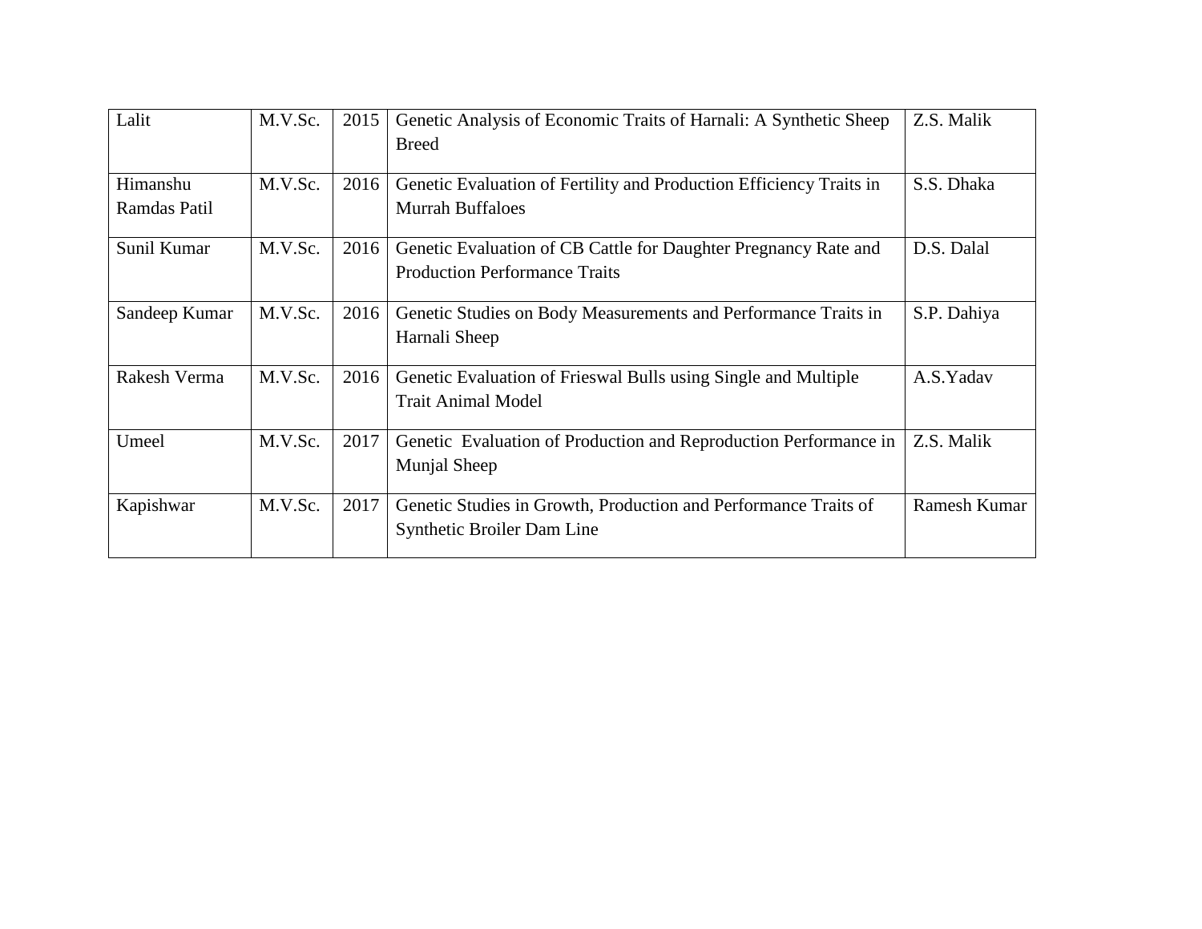| | | | | |
|---|---|---|---|---|
| Lalit | M.V.Sc. | 2015 | Genetic Analysis of Economic Traits of Harnali: A Synthetic Sheep Breed | Z.S. Malik |
| Himanshu Ramdas Patil | M.V.Sc. | 2016 | Genetic Evaluation of Fertility and Production Efficiency Traits in Murrah Buffaloes | S.S. Dhaka |
| Sunil Kumar | M.V.Sc. | 2016 | Genetic Evaluation of CB Cattle for Daughter Pregnancy Rate and Production Performance Traits | D.S. Dalal |
| Sandeep Kumar | M.V.Sc. | 2016 | Genetic Studies on Body Measurements and Performance Traits in Harnali Sheep | S.P. Dahiya |
| Rakesh Verma | M.V.Sc. | 2016 | Genetic Evaluation of Frieswal Bulls using Single and Multiple Trait Animal Model | A.S.Yadav |
| Umeel | M.V.Sc. | 2017 | Genetic Evaluation of Production and Reproduction Performance in Munjal Sheep | Z.S. Malik |
| Kapishwar | M.V.Sc. | 2017 | Genetic Studies in Growth, Production and Performance Traits of Synthetic Broiler Dam Line | Ramesh Kumar |